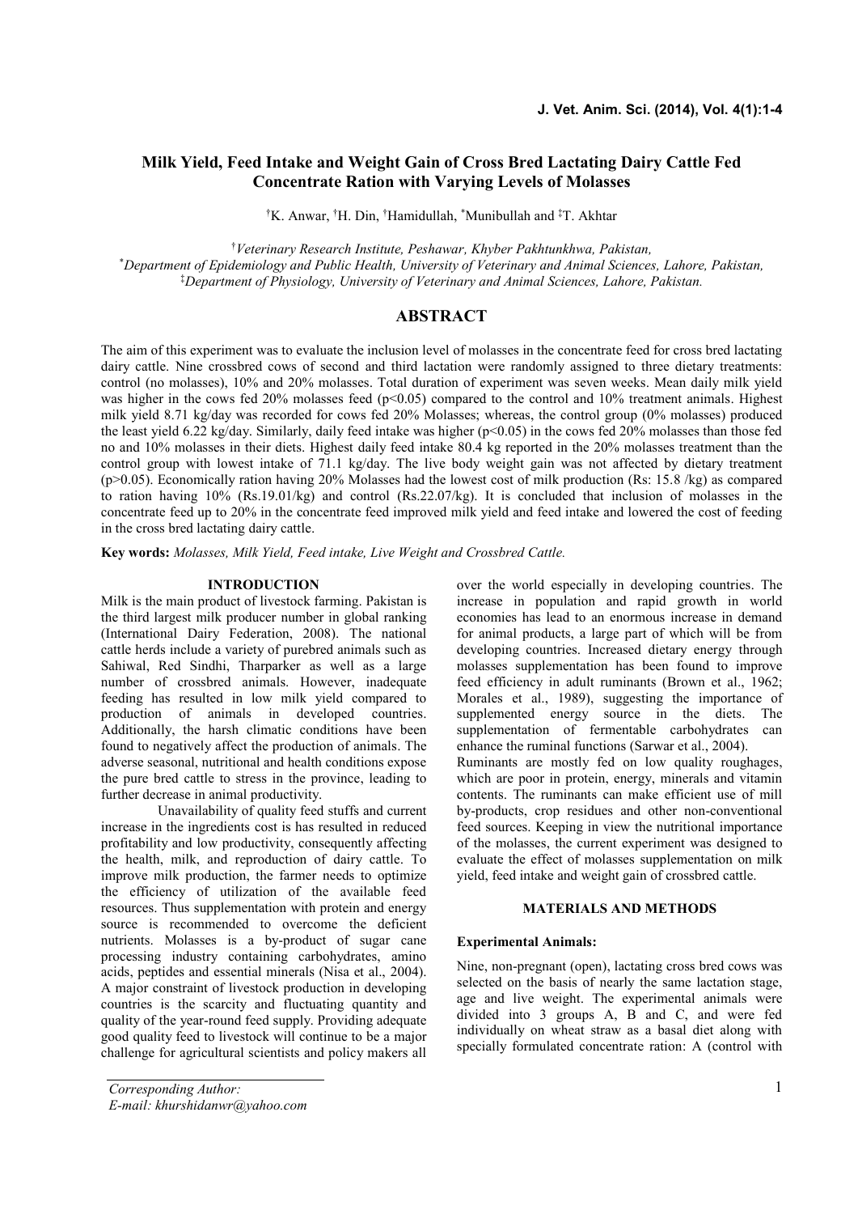# Milk Yield, Feed Intake and Weight Gain of Cross Bred Lactating Dairy Cattle Fed Concentrate Ration with Varying Levels of Molasses

[†]K. Anwar, [†]H. Din, [†]Hamidullah, [*]Munibullah and [‡]T. Akhtar

[†]*Veterinary Research Institute, Peshawar, Khyber Pakhtunkhwa, Pakistan,*
[*]*Department of Epidemiology and Public Health, University of Veterinary and Animal Sciences, Lahore, Pakistan,*
[‡]*Department of Physiology, University of Veterinary and Animal Sciences, Lahore, Pakistan.*

## ABSTRACT

The aim of this experiment was to evaluate the inclusion level of molasses in the concentrate feed for cross bred lactating dairy cattle. Nine crossbred cows of second and third lactation were randomly assigned to three dietary treatments: control (no molasses), 10% and 20% molasses. Total duration of experiment was seven weeks. Mean daily milk yield was higher in the cows fed 20% molasses feed ($p<0.05$) compared to the control and 10% treatment animals. Highest milk yield 8.71 kg/day was recorded for cows fed 20% Molasses; whereas, the control group (0% molasses) produced the least yield 6.22 kg/day. Similarly, daily feed intake was higher ($p<0.05$) in the cows fed 20% molasses than those fed no and 10% molasses in their diets. Highest daily feed intake 80.4 kg reported in the 20% molasses treatment than the control group with lowest intake of 71.1 kg/day. The live body weight gain was not affected by dietary treatment ($p>0.05$). Economically ration having 20% Molasses had the lowest cost of milk production (Rs: 15.8 /kg) as compared to ration having 10% (Rs.19.01/kg) and control (Rs.22.07/kg). It is concluded that inclusion of molasses in the concentrate feed up to 20% in the concentrate feed improved milk yield and feed intake and lowered the cost of feeding in the cross bred lactating dairy cattle.

**Key words:** *Molasses, Milk Yield, Feed intake, Live Weight and Crossbred Cattle.*

## INTRODUCTION

Milk is the main product of livestock farming. Pakistan is the third largest milk producer number in global ranking (International Dairy Federation, 2008). The national cattle herds include a variety of purebred animals such as Sahiwal, Red Sindhi, Tharparker as well as a large number of crossbred animals. However, inadequate feeding has resulted in low milk yield compared to production of animals in developed countries. Additionally, the harsh climatic conditions have been found to negatively affect the production of animals. The adverse seasonal, nutritional and health conditions expose the pure bred cattle to stress in the province, leading to further decrease in animal productivity.

Unavailability of quality feed stuffs and current increase in the ingredients cost is has resulted in reduced profitability and low productivity, consequently affecting the health, milk, and reproduction of dairy cattle. To improve milk production, the farmer needs to optimize the efficiency of utilization of the available feed resources. Thus supplementation with protein and energy source is recommended to overcome the deficient nutrients. Molasses is a by-product of sugar cane processing industry containing carbohydrates, amino acids, peptides and essential minerals (Nisa et al., 2004). A major constraint of livestock production in developing countries is the scarcity and fluctuating quantity and quality of the year-round feed supply. Providing adequate good quality feed to livestock will continue to be a major challenge for agricultural scientists and policy makers all over the world especially in developing countries. The increase in population and rapid growth in world economies has lead to an enormous increase in demand for animal products, a large part of which will be from developing countries. Increased dietary energy through molasses supplementation has been found to improve feed efficiency in adult ruminants (Brown et al., 1962; Morales et al., 1989), suggesting the importance of supplemented energy source in the diets. The supplementation of fermentable carbohydrates can enhance the ruminal functions (Sarwar et al., 2004).

Ruminants are mostly fed on low quality roughages, which are poor in protein, energy, minerals and vitamin contents. The ruminants can make efficient use of mill by-products, crop residues and other non-conventional feed sources. Keeping in view the nutritional importance of the molasses, the current experiment was designed to evaluate the effect of molasses supplementation on milk yield, feed intake and weight gain of crossbred cattle.

## MATERIALS AND METHODS

### Experimental Animals:

Nine, non-pregnant (open), lactating cross bred cows was selected on the basis of nearly the same lactation stage, age and live weight. The experimental animals were divided into 3 groups A, B and C, and were fed individually on wheat straw as a basal diet along with specially formulated concentrate ration: A (control with

*Corresponding Author:*
*E-mail: khurshidanwr@yahoo.com*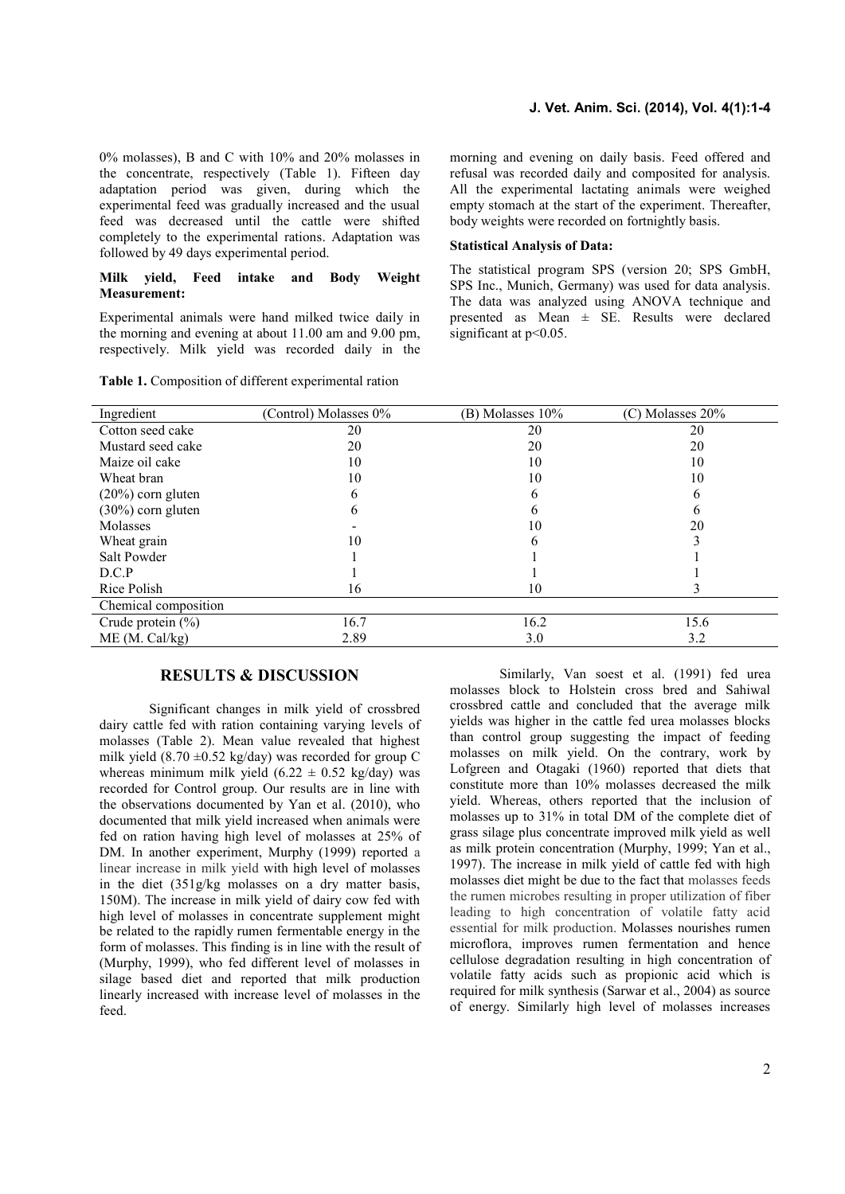0% molasses), B and C with 10% and 20% molasses in the concentrate, respectively (Table 1). Fifteen day adaptation period was given, during which the experimental feed was gradually increased and the usual feed was decreased until the cattle were shifted completely to the experimental rations. Adaptation was followed by 49 days experimental period.

### Milk yield, Feed intake and Body Weight Measurement:

Experimental animals were hand milked twice daily in the morning and evening at about 11.00 am and 9.00 pm, respectively. Milk yield was recorded daily in the morning and evening on daily basis. Feed offered and refusal was recorded daily and composited for analysis. All the experimental lactating animals were weighed empty stomach at the start of the experiment. Thereafter, body weights were recorded on fortnightly basis.

### Statistical Analysis of Data:

The statistical program SPS (version 20; SPS GmbH, SPS Inc., Munich, Germany) was used for data analysis. The data was analyzed using ANOVA technique and presented as Mean ± SE. Results were declared significant at $p<0.05$.

**Table 1.** Composition of different experimental ration

| Ingredient | (Control) Molasses 0% | (B) Molasses 10% | (C) Molasses 20% |
|---|---|---|---|
| Cotton seed cake | 20 | 20 | 20 |
| Mustard seed cake | 20 | 20 | 20 |
| Maize oil cake | 10 | 10 | 10 |
| Wheat bran | 10 | 10 | 10 |
| (20%) corn gluten | 6 | 6 | 6 |
| (30%) corn gluten | 6 | 6 | 6 |
| Molasses | - | 10 | 20 |
| Wheat grain | 10 | 6 | 3 |
| Salt Powder | 1 | 1 | 1 |
| D.C.P | 1 | 1 | 1 |
| Rice Polish | 16 | 10 | 3 |
| Chemical composition | | | |
| Crude protein (%) | 16.7 | 16.2 | 15.6 |
| ME (M. Cal/kg) | 2.89 | 3.0 | 3.2 |

## RESULTS & DISCUSSION

Significant changes in milk yield of crossbred dairy cattle fed with ration containing varying levels of molasses (Table 2). Mean value revealed that highest milk yield (8.70 ±0.52 kg/day) was recorded for group C whereas minimum milk yield (6.22 ± 0.52 kg/day) was recorded for Control group. Our results are in line with the observations documented by Yan et al. (2010), who documented that milk yield increased when animals were fed on ration having high level of molasses at 25% of DM. In another experiment, Murphy (1999) reported a linear increase in milk yield with high level of molasses in the diet (351g/kg molasses on a dry matter basis, 150M). The increase in milk yield of dairy cow fed with high level of molasses in concentrate supplement might be related to the rapidly rumen fermentable energy in the form of molasses. This finding is in line with the result of (Murphy, 1999), who fed different level of molasses in silage based diet and reported that milk production linearly increased with increase level of molasses in the feed.

Similarly, Van soest et al. (1991) fed urea molasses block to Holstein cross bred and Sahiwal crossbred cattle and concluded that the average milk yields was higher in the cattle fed urea molasses blocks than control group suggesting the impact of feeding molasses on milk yield. On the contrary, work by Lofgreen and Otagaki (1960) reported that diets that constitute more than 10% molasses decreased the milk yield. Whereas, others reported that the inclusion of molasses up to 31% in total DM of the complete diet of grass silage plus concentrate improved milk yield as well as milk protein concentration (Murphy, 1999; Yan et al., 1997). The increase in milk yield of cattle fed with high molasses diet might be due to the fact that molasses feeds the rumen microbes resulting in proper utilization of fiber leading to high concentration of volatile fatty acid essential for milk production. Molasses nourishes rumen microflora, improves rumen fermentation and hence cellulose degradation resulting in high concentration of volatile fatty acids such as propionic acid which is required for milk synthesis (Sarwar et al., 2004) as source of energy. Similarly high level of molasses increases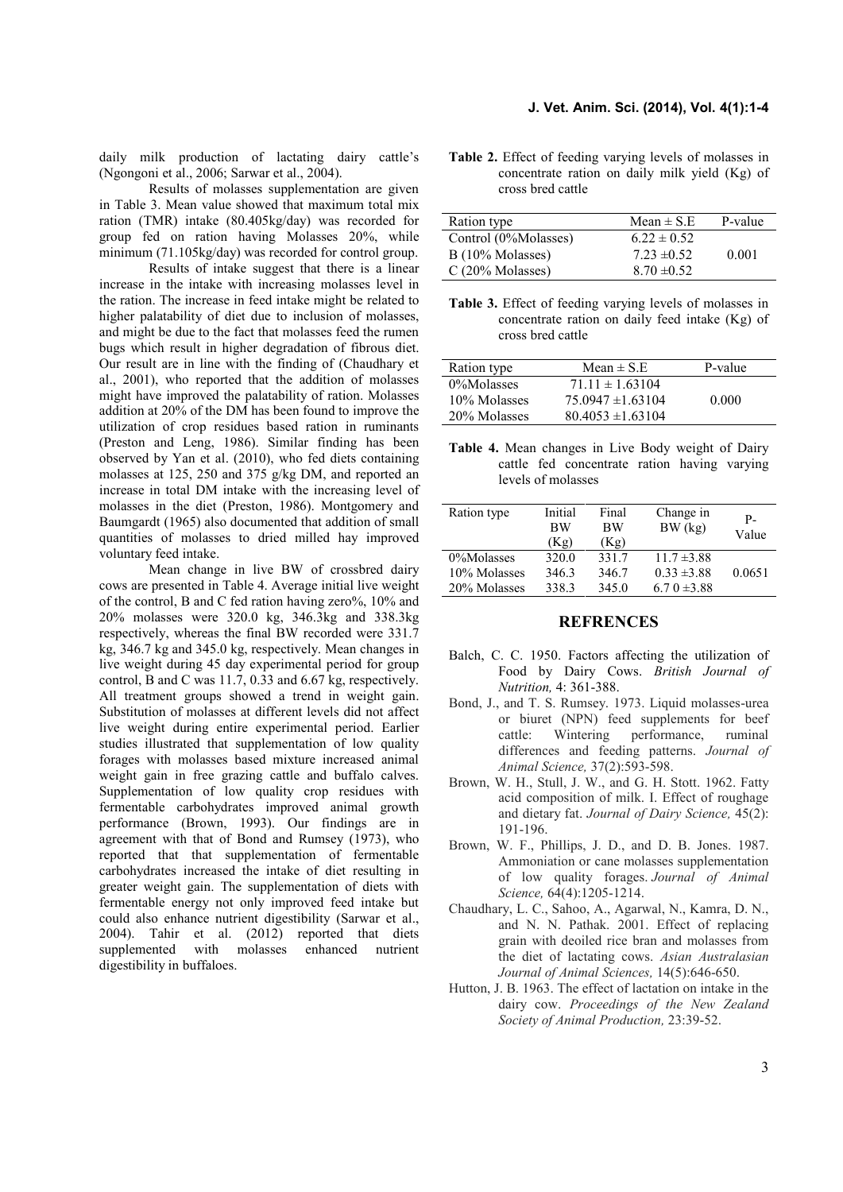daily milk production of lactating dairy cattle's (Ngongoni et al., 2006; Sarwar et al., 2004).

Results of molasses supplementation are given in Table 3. Mean value showed that maximum total mix ration (TMR) intake (80.405kg/day) was recorded for group fed on ration having Molasses 20%, while minimum (71.105kg/day) was recorded for control group.

Results of intake suggest that there is a linear increase in the intake with increasing molasses level in the ration. The increase in feed intake might be related to higher palatability of diet due to inclusion of molasses, and might be due to the fact that molasses feed the rumen bugs which result in higher degradation of fibrous diet. Our result are in line with the finding of (Chaudhary et al., 2001), who reported that the addition of molasses might have improved the palatability of ration. Molasses addition at 20% of the DM has been found to improve the utilization of crop residues based ration in ruminants (Preston and Leng, 1986). Similar finding has been observed by Yan et al. (2010), who fed diets containing molasses at 125, 250 and 375 g/kg DM, and reported an increase in total DM intake with the increasing level of molasses in the diet (Preston, 1986). Montgomery and Baumgardt (1965) also documented that addition of small quantities of molasses to dried milled hay improved voluntary feed intake.

Mean change in live BW of crossbred dairy cows are presented in Table 4. Average initial live weight of the control, B and C fed ration having zero%, 10% and 20% molasses were 320.0 kg, 346.3kg and 338.3kg respectively, whereas the final BW recorded were 331.7 kg, 346.7 kg and 345.0 kg, respectively. Mean changes in live weight during 45 day experimental period for group control, B and C was 11.7, 0.33 and 6.67 kg, respectively. All treatment groups showed a trend in weight gain. Substitution of molasses at different levels did not affect live weight during entire experimental period. Earlier studies illustrated that supplementation of low quality forages with molasses based mixture increased animal weight gain in free grazing cattle and buffalo calves. Supplementation of low quality crop residues with fermentable carbohydrates improved animal growth performance (Brown, 1993). Our findings are in agreement with that of Bond and Rumsey (1973), who reported that that supplementation of fermentable carbohydrates increased the intake of diet resulting in greater weight gain. The supplementation of diets with fermentable energy not only improved feed intake but could also enhance nutrient digestibility (Sarwar et al., 2004). Tahir et al. (2012) reported that diets supplemented with molasses enhanced nutrient digestibility in buffaloes.

**Table 2.** Effect of feeding varying levels of molasses in concentrate ration on daily milk yield (Kg) of cross bred cattle

| Ration type | Mean ± S.E | P-value |
|---|---|---|
| Control (0%Molasses) | 6.22 ± 0.52 | |
| B (10% Molasses) | 7.23 ±0.52 | 0.001 |
| C (20% Molasses) | 8.70 ±0.52 | |

**Table 3.** Effect of feeding varying levels of molasses in concentrate ration on daily feed intake (Kg) of cross bred cattle

| Ration type | Mean ± S.E | P-value |
|---|---|---|
| 0%Molasses | 71.11 ± 1.63104 | |
| 10% Molasses | 75.0947 ±1.63104 | 0.000 |
| 20% Molasses | 80.4053 ±1.63104 | |

**Table 4.** Mean changes in Live Body weight of Dairy cattle fed concentrate ration having varying levels of molasses

| Ration type | Initial BW (Kg) | Final BW (Kg) | Change in BW (kg) | P-Value |
|---|---|---|---|---|
| 0%Molasses | 320.0 | 331.7 | 11.7 ±3.88 | |
| 10% Molasses | 346.3 | 346.7 | 0.33 ±3.88 | 0.0651 |
| 20% Molasses | 338.3 | 345.0 | 6.7 0 ±3.88 | |

## REFRENCES

Balch, C. C. 1950. Factors affecting the utilization of Food by Dairy Cows. *British Journal of Nutrition,* 4: 361-388.

Bond, J., and T. S. Rumsey. 1973. Liquid molasses-urea or biuret (NPN) feed supplements for beef cattle: Wintering performance, ruminal differences and feeding patterns. *Journal of Animal Science,* 37(2):593-598.

Brown, W. H., Stull, J. W., and G. H. Stott. 1962. Fatty acid composition of milk. I. Effect of roughage and dietary fat. *Journal of Dairy Science,* 45(2): 191-196.

Brown, W. F., Phillips, J. D., and D. B. Jones. 1987. Ammoniation or cane molasses supplementation of low quality forages. *Journal of Animal Science,* 64(4):1205-1214.

Chaudhary, L. C., Sahoo, A., Agarwal, N., Kamra, D. N., and N. N. Pathak. 2001. Effect of replacing grain with deoiled rice bran and molasses from the diet of lactating cows. *Asian Australasian Journal of Animal Sciences,* 14(5):646-650.

Hutton, J. B. 1963. The effect of lactation on intake in the dairy cow. *Proceedings of the New Zealand Society of Animal Production,* 23:39-52.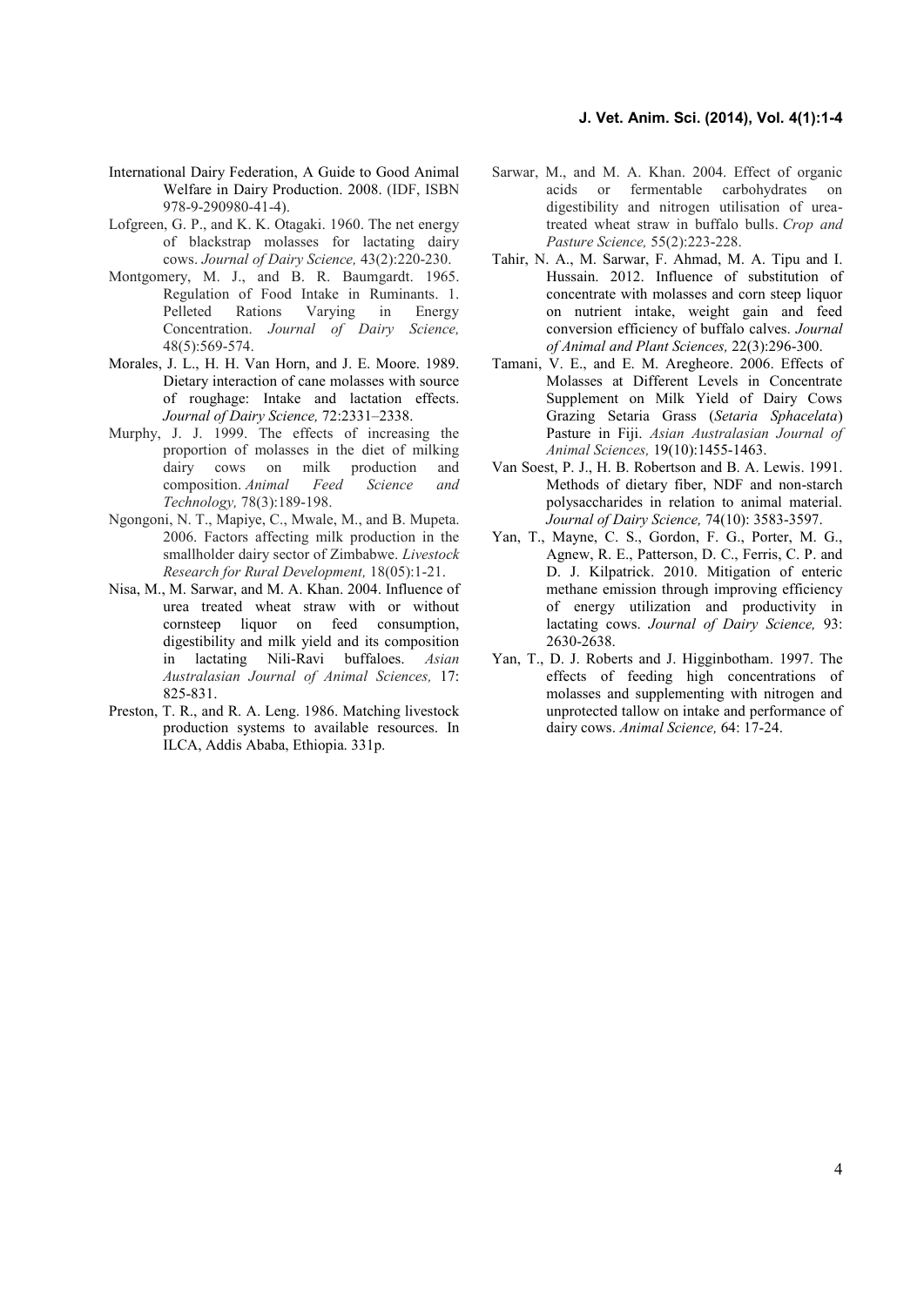International Dairy Federation, A Guide to Good Animal Welfare in Dairy Production. 2008. (IDF, ISBN 978-9-290980-41-4).

Lofgreen, G. P., and K. K. Otagaki. 1960. The net energy of blackstrap molasses for lactating dairy cows. *Journal of Dairy Science,* 43(2):220-230.

Montgomery, M. J., and B. R. Baumgardt. 1965. Regulation of Food Intake in Ruminants. 1. Pelleted Rations Varying in Energy Concentration. *Journal of Dairy Science,* 48(5):569-574.

Morales, J. L., H. H. Van Horn, and J. E. Moore. 1989. Dietary interaction of cane molasses with source of roughage: Intake and lactation effects. *Journal of Dairy Science,* 72:2331–2338.

Murphy, J. J. 1999. The effects of increasing the proportion of molasses in the diet of milking dairy cows on milk production and composition. *Animal Feed Science and Technology,* 78(3):189-198.

Ngongoni, N. T., Mapiye, C., Mwale, M., and B. Mupeta. 2006. Factors affecting milk production in the smallholder dairy sector of Zimbabwe. *Livestock Research for Rural Development,* 18(05):1-21.

Nisa, M., M. Sarwar, and M. A. Khan. 2004. Influence of urea treated wheat straw with or without cornsteep liquor on feed consumption, digestibility and milk yield and its composition in lactating Nili-Ravi buffaloes. *Asian Australasian Journal of Animal Sciences,* 17: 825-831.

Preston, T. R., and R. A. Leng. 1986. Matching livestock production systems to available resources. In ILCA, Addis Ababa, Ethiopia. 331p.

Sarwar, M., and M. A. Khan. 2004. Effect of organic acids or fermentable carbohydrates on digestibility and nitrogen utilisation of urea-treated wheat straw in buffalo bulls. *Crop and Pasture Science,* 55(2):223-228.

Tahir, N. A., M. Sarwar, F. Ahmad, M. A. Tipu and I. Hussain. 2012. Influence of substitution of concentrate with molasses and corn steep liquor on nutrient intake, weight gain and feed conversion efficiency of buffalo calves. *Journal of Animal and Plant Sciences,* 22(3):296-300.

Tamani, V. E., and E. M. Aregheore. 2006. Effects of Molasses at Different Levels in Concentrate Supplement on Milk Yield of Dairy Cows Grazing Setaria Grass (*Setaria Sphacelata*) Pasture in Fiji. *Asian Australasian Journal of Animal Sciences,* 19(10):1455-1463.

Van Soest, P. J., H. B. Robertson and B. A. Lewis. 1991. Methods of dietary fiber, NDF and non-starch polysaccharides in relation to animal material. *Journal of Dairy Science,* 74(10): 3583-3597.

Yan, T., Mayne, C. S., Gordon, F. G., Porter, M. G., Agnew, R. E., Patterson, D. C., Ferris, C. P. and D. J. Kilpatrick. 2010. Mitigation of enteric methane emission through improving efficiency of energy utilization and productivity in lactating cows. *Journal of Dairy Science,* 93: 2630-2638.

Yan, T., D. J. Roberts and J. Higginbotham. 1997. The effects of feeding high concentrations of molasses and supplementing with nitrogen and unprotected tallow on intake and performance of dairy cows. *Animal Science,* 64: 17-24.